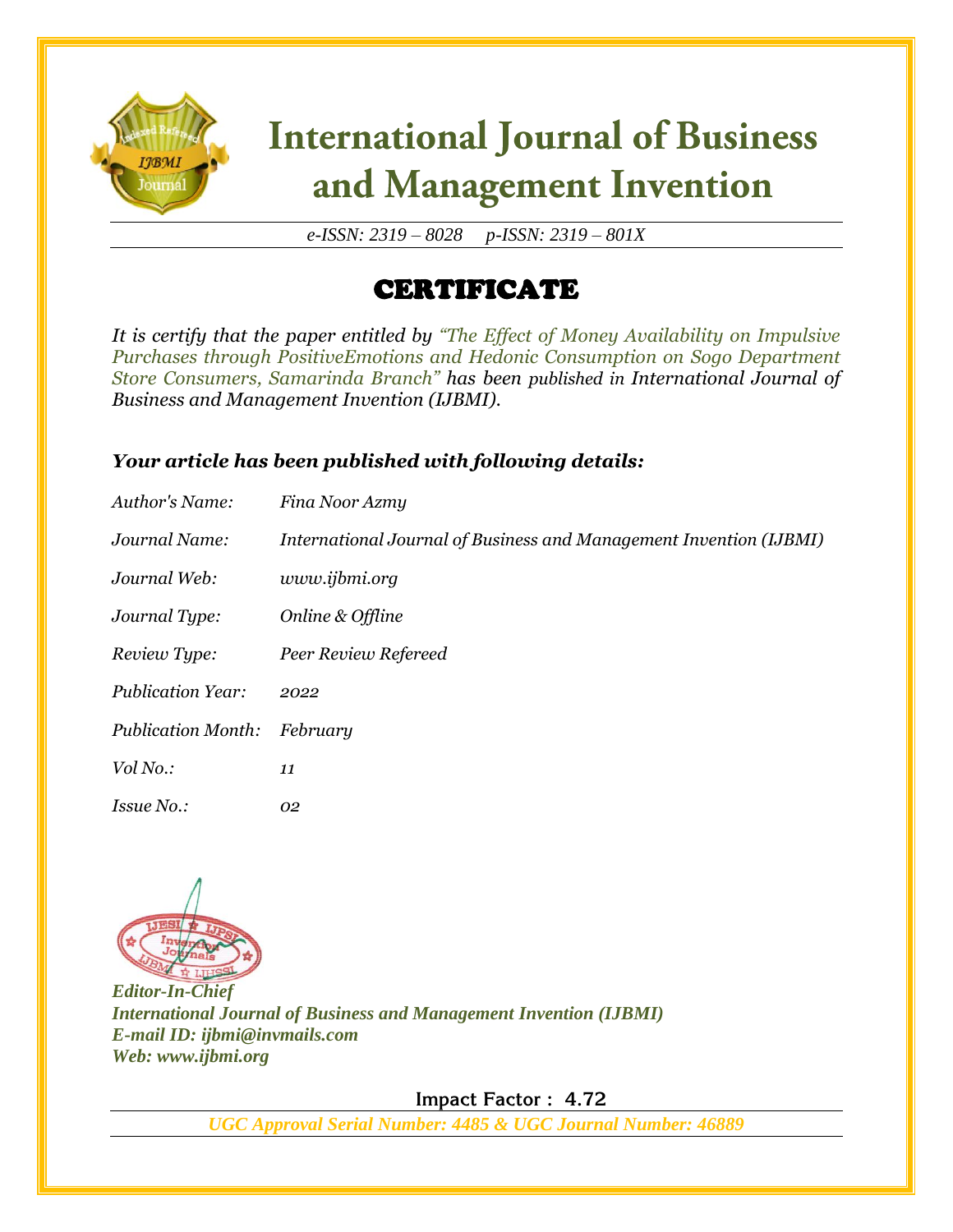# International Journal of Business and Management Invention

*e-ISSN: 2319 – 8028 p-ISSN: 2319 – 801X*

## CERTIFICATE

*It is certify that the paper entitled by "The Effect of Money Availability on Impulsive Purchases through PositiveEmotions and Hedonic Consumption on Sogo Department Store Consumers, Samarinda Branch" has been published in International Journal of Business and Management Invention (IJBMI).*

***Your article has been published with following details:***

| | |
|---|---|
| *Author's Name:* | *Fina Noor Azmy* |
| *Journal Name:* | *International Journal of Business and Management Invention (IJBMI)* |
| *Journal Web:* | *www.ijbmi.org* |
| *Journal Type:* | *Online & Offline* |
| *Review Type:* | *Peer Review Refereed* |
| *Publication Year:* | *2022* |
| *Publication Month:* | *February* |
| *Vol No.:* | *11* |
| *Issue No.:* | *02* |

***Editor-In-Chief***
***International Journal of Business and Management Invention (IJBMI)***
***E-mail ID: ijbmi@invmails.com***
***Web: www.ijbmi.org***

**Impact Factor : 4.72**

***UGC Approval Serial Number: 4485 & UGC Journal Number: 46889***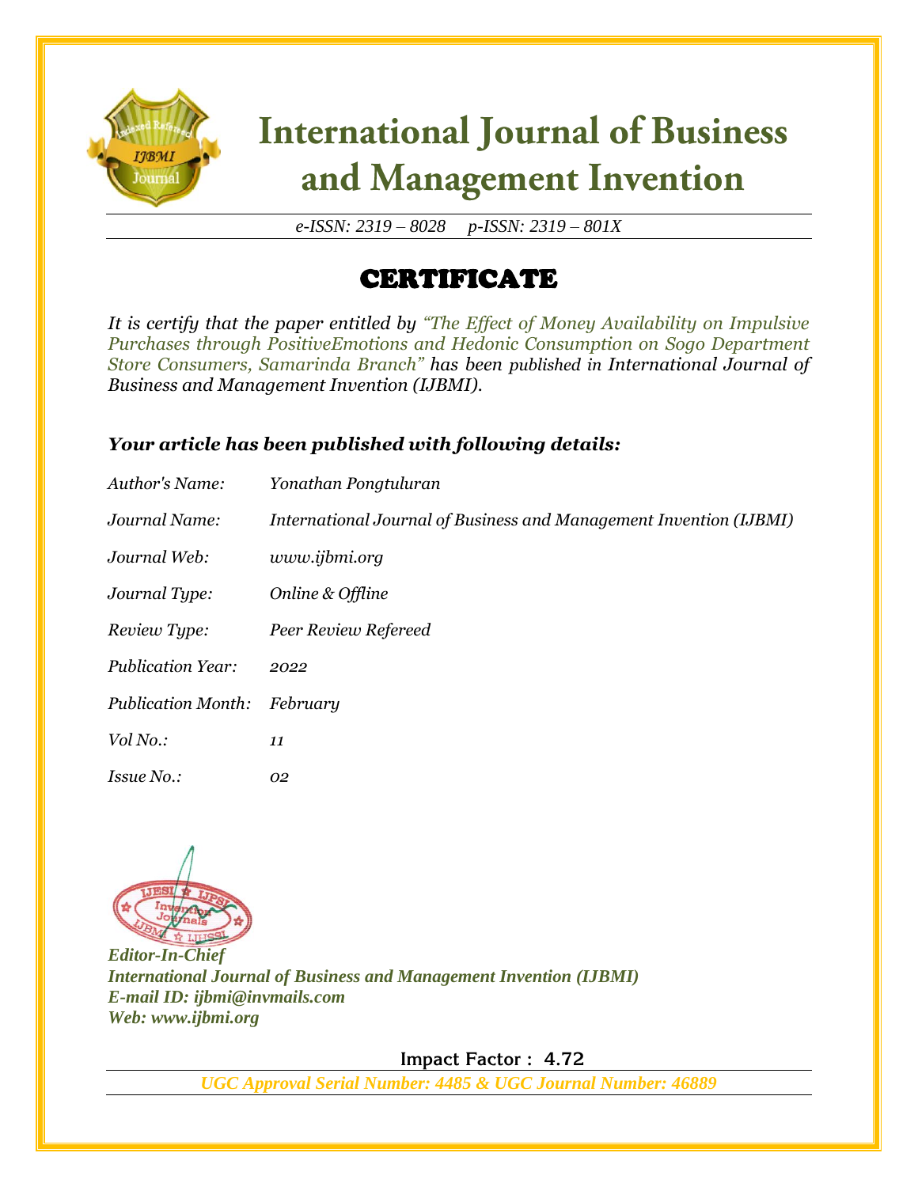# International Journal of Business and Management Invention

*e-ISSN: 2319 – 8028 p-ISSN: 2319 – 801X*

## CERTIFICATE

*It is certify that the paper entitled by "The Effect of Money Availability on Impulsive Purchases through PositiveEmotions and Hedonic Consumption on Sogo Department Store Consumers, Samarinda Branch" has been published in International Journal of Business and Management Invention (IJBMI).*

***Your article has been published with following details:***

| | |
|---|---|
| *Author's Name:* | *Yonathan Pongtuluran* |
| *Journal Name:* | *International Journal of Business and Management Invention (IJBMI)* |
| *Journal Web:* | *www.ijbmi.org* |
| *Journal Type:* | *Online & Offline* |
| *Review Type:* | *Peer Review Refereed* |
| *Publication Year:* | *2022* |
| *Publication Month:* | *February* |
| *Vol No.:* | *11* |
| *Issue No.:* | *02* |

***Editor-In-Chief***
***International Journal of Business and Management Invention (IJBMI)***
***E-mail ID: ijbmi@invmails.com***
***Web: www.ijbmi.org***

**Impact Factor : 4.72**

***UGC Approval Serial Number: 4485 & UGC Journal Number: 46889***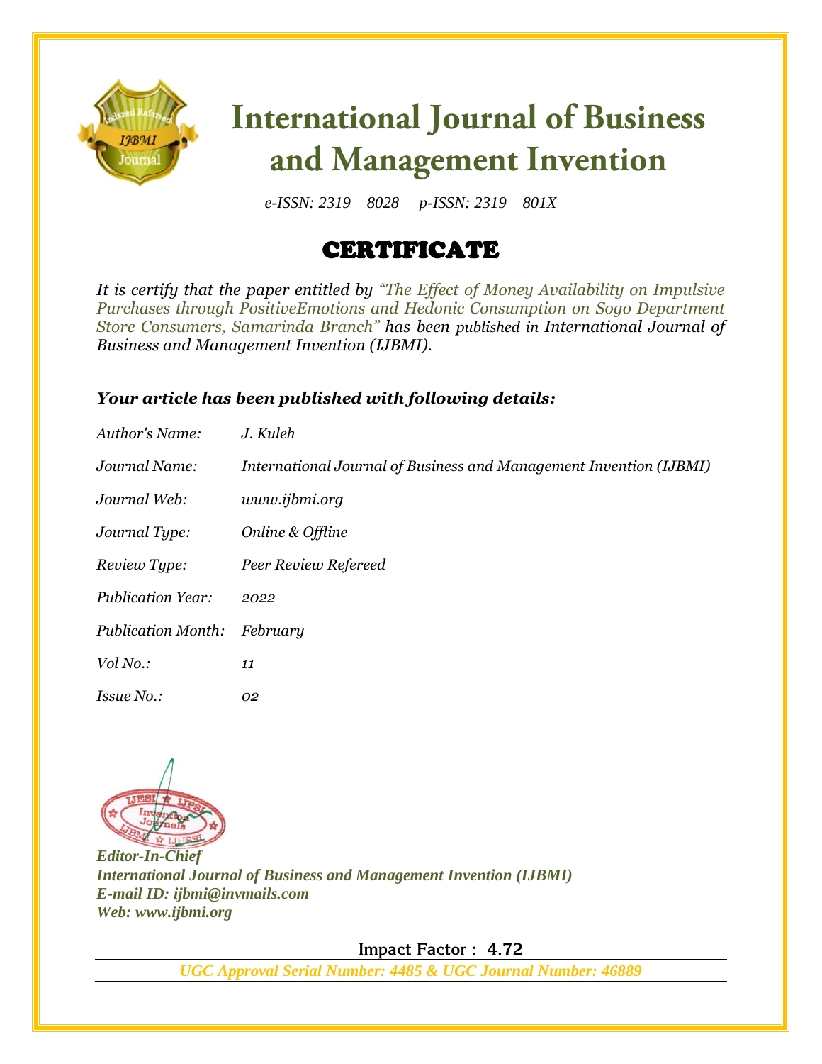# International Journal of Business and Management Invention

*e-ISSN: 2319 – 8028   p-ISSN: 2319 – 801X*

## CERTIFICATE

*It is certify that the paper entitled by "The Effect of Money Availability on Impulsive Purchases through PositiveEmotions and Hedonic Consumption on Sogo Department Store Consumers, Samarinda Branch" has been published in International Journal of Business and Management Invention (IJBMI).*

***Your article has been published with following details:***

| | |
|---|---|
| *Author's Name:* | *J. Kuleh* |
| *Journal Name:* | *International Journal of Business and Management Invention (IJBMI)* |
| *Journal Web:* | *www.ijbmi.org* |
| *Journal Type:* | *Online & Offline* |
| *Review Type:* | *Peer Review Refereed* |
| *Publication Year:* | *2022* |
| *Publication Month:* | *February* |
| *Vol No.:* | *11* |
| *Issue No.:* | *02* |

***Editor-In-Chief***
***International Journal of Business and Management Invention (IJBMI)***
***E-mail ID: ijbmi@invmails.com***
***Web: www.ijbmi.org***

**Impact Factor : 4.72**

***UGC Approval Serial Number: 4485 & UGC Journal Number: 46889***